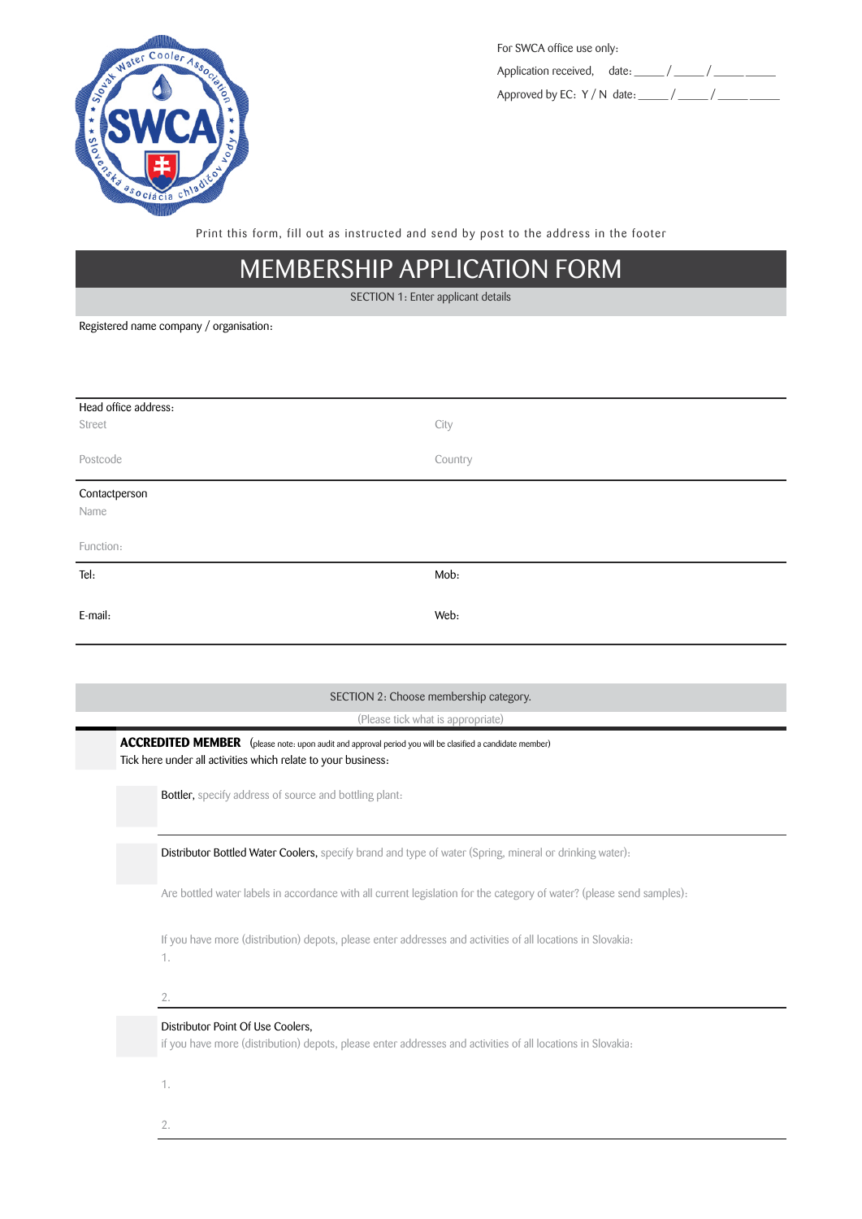For SWCA office use only:

Application received, date: _____ / _____ / _____ _____

Approved by EC: Y / N date: _____ / _____ / _____ _____

Print this form, fill out as instructed and send by post to the address in the footer

# MEMBERSHIP APPLICATION FORM

## SECTION 1: Enter applicant details

Registered name company / organisation:

Head office address:

Street

City

Postcode

Country

Contactperson

Name

Function:

Tel:

Mob:

E-mail:

Web:

## SECTION 2: Choose membership category.

(Please tick what is appropriate)

**ACCREDITED MEMBER** (please note: upon audit and approval period you will be clasified a candidate member)

Tick here under all activities which relate to your business:

Bottler, specify address of source and bottling plant:

Distributor Bottled Water Coolers, specify brand and type of water (Spring, mineral or drinking water):

Are bottled water labels in accordance with all current legislation for the category of water? (please send samples):

If you have more (distribution) depots, please enter addresses and activities of all locations in Slovakia:

1.

2.

Distributor Point Of Use Coolers,

if you have more (distribution) depots, please enter addresses and activities of all locations in Slovakia:

1.

2.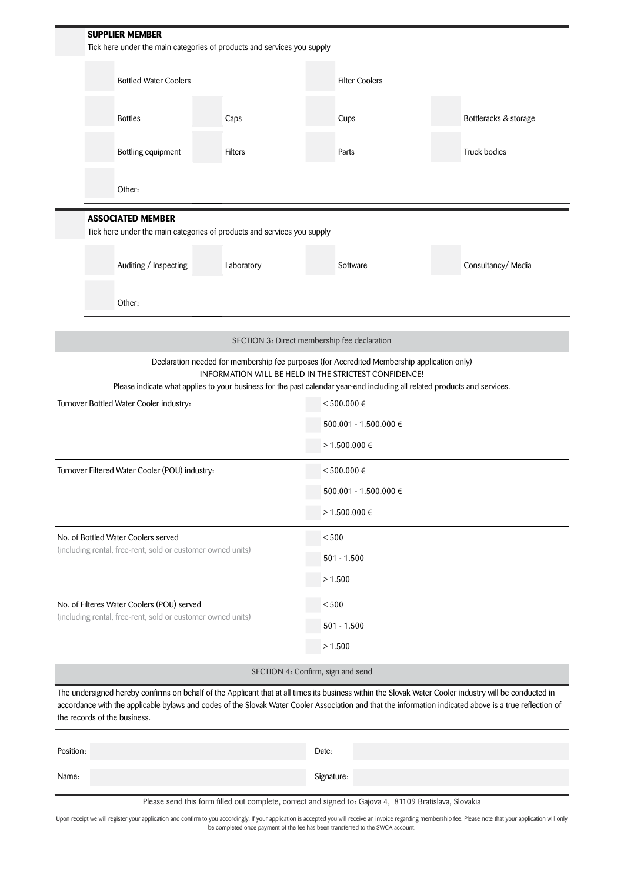### SUPPLIER MEMBER

Tick here under the main categories of products and services you supply

- Bottled Water Coolers
- Filter Coolers
- Bottles
- Caps
- Cups
- Bottleracks & storage
- Bottling equipment
- Filters
- Parts
- Truck bodies
- Other:

### ASSOCIATED MEMBER

Tick here under the main categories of products and services you supply

- Auditing / Inspecting
- Laboratory
- Software
- Consultancy/ Media
- Other:

## SECTION 3: Direct membership fee declaration

Declaration needed for membership fee purposes (for Accredited Membership application only)
INFORMATION WILL BE HELD IN THE STRICTEST CONFIDENCE!
Please indicate what applies to your business for the past calendar year-end including all related products and services.

| | |
|---|---|
| Turnover Bottled Water Cooler industry: | < 500.000 € |
| | 500.001 - 1.500.000 € |
| | > 1.500.000 € |
| Turnover Filtered Water Cooler (POU) industry: | < 500.000 € |
| | 500.001 - 1.500.000 € |
| | > 1.500.000 € |
| No. of Bottled Water Coolers served (including rental, free-rent, sold or customer owned units) | < 500 |
| | 501 - 1.500 |
| | > 1.500 |
| No. of Filteres Water Coolers (POU) served (including rental, free-rent, sold or customer owned units) | < 500 |
| | 501 - 1.500 |
| | > 1.500 |

## SECTION 4: Confirm, sign and send

The undersigned hereby confirms on behalf of the Applicant that at all times its business within the Slovak Water Cooler industry will be conducted in accordance with the applicable bylaws and codes of the Slovak Water Cooler Association and that the information indicated above is a true reflection of the records of the business.

| | | | |
|---|---|---|---|
| Position: | | Date: | |
| Name: | | Signature: | |

Please send this form filled out complete, correct and signed to: Gajova 4, 81109 Bratislava, Slovakia

Upon receipt we will register your application and confirm to you accordingly. If your application is accepted you will receive an invoice regarding membership fee. Please note that your application will only be completed once payment of the fee has been transferred to the SWCA account.